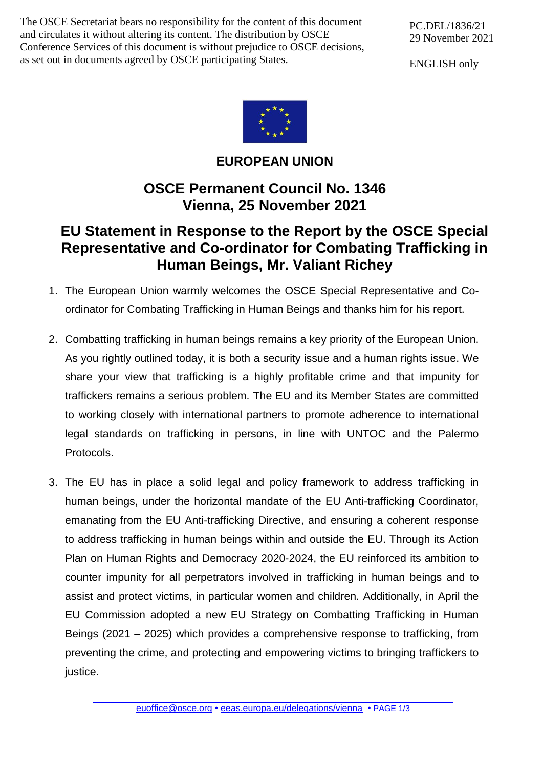The OSCE Secretariat bears no responsibility for the content of this document and circulates it without altering its content. The distribution by OSCE Conference Services of this document is without prejudice to OSCE decisions, as set out in documents agreed by OSCE participating States.

PC.DEL/1836/21
29 November 2021

ENGLISH only

**EUROPEAN UNION**

# OSCE Permanent Council No. 1346 Vienna, 25 November 2021

# EU Statement in Response to the Report by the OSCE Special Representative and Co-ordinator for Combating Trafficking in Human Beings, Mr. Valiant Richey

1. The European Union warmly welcomes the OSCE Special Representative and Co-ordinator for Combating Trafficking in Human Beings and thanks him for his report.

2. Combatting trafficking in human beings remains a key priority of the European Union. As you rightly outlined today, it is both a security issue and a human rights issue. We share your view that trafficking is a highly profitable crime and that impunity for traffickers remains a serious problem. The EU and its Member States are committed to working closely with international partners to promote adherence to international legal standards on trafficking in persons, in line with UNTOC and the Palermo Protocols.

3. The EU has in place a solid legal and policy framework to address trafficking in human beings, under the horizontal mandate of the EU Anti-trafficking Coordinator, emanating from the EU Anti-trafficking Directive, and ensuring a coherent response to address trafficking in human beings within and outside the EU. Through its Action Plan on Human Rights and Democracy 2020-2024, the EU reinforced its ambition to counter impunity for all perpetrators involved in trafficking in human beings and to assist and protect victims, in particular women and children. Additionally, in April the EU Commission adopted a new EU Strategy on Combatting Trafficking in Human Beings (2021 – 2025) which provides a comprehensive response to trafficking, from preventing the crime, and protecting and empowering victims to bringing traffickers to justice.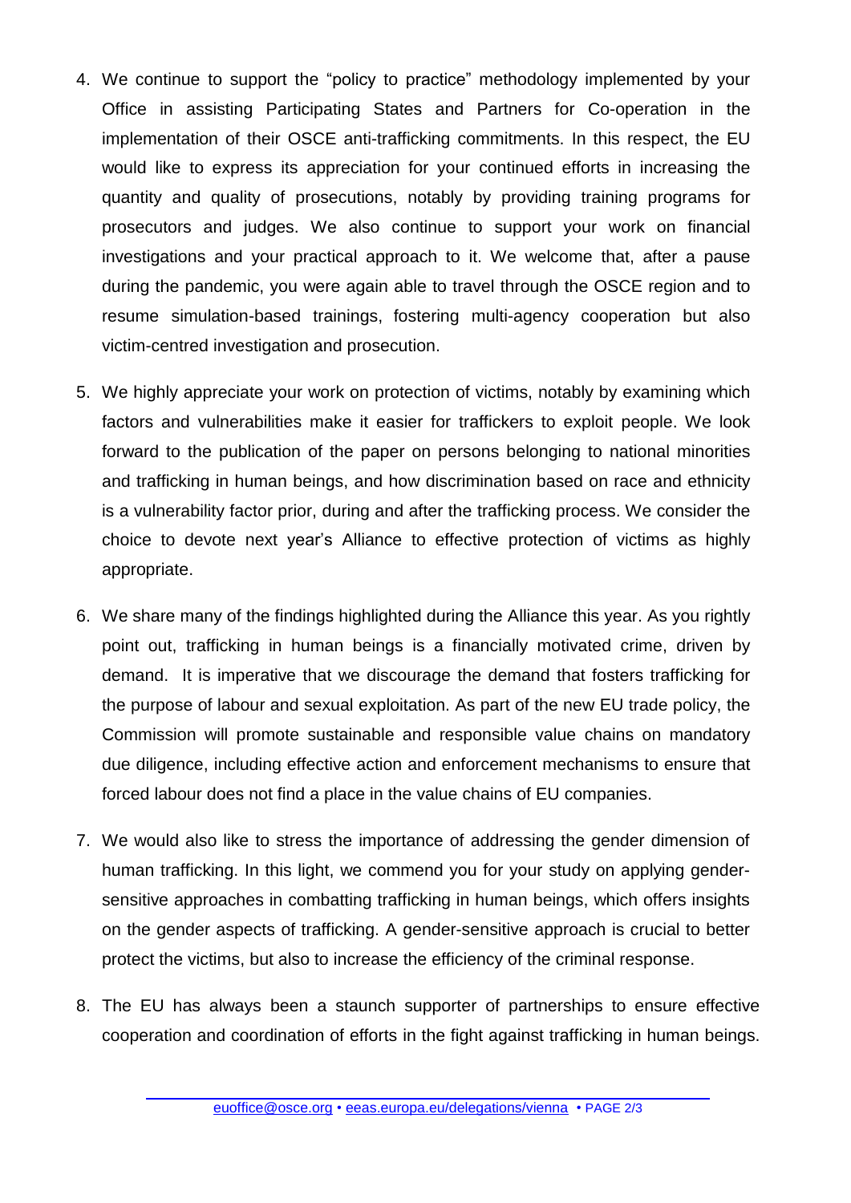4. We continue to support the "policy to practice" methodology implemented by your Office in assisting Participating States and Partners for Co-operation in the implementation of their OSCE anti-trafficking commitments. In this respect, the EU would like to express its appreciation for your continued efforts in increasing the quantity and quality of prosecutions, notably by providing training programs for prosecutors and judges. We also continue to support your work on financial investigations and your practical approach to it. We welcome that, after a pause during the pandemic, you were again able to travel through the OSCE region and to resume simulation-based trainings, fostering multi-agency cooperation but also victim-centred investigation and prosecution.

5. We highly appreciate your work on protection of victims, notably by examining which factors and vulnerabilities make it easier for traffickers to exploit people. We look forward to the publication of the paper on persons belonging to national minorities and trafficking in human beings, and how discrimination based on race and ethnicity is a vulnerability factor prior, during and after the trafficking process. We consider the choice to devote next year's Alliance to effective protection of victims as highly appropriate.

6. We share many of the findings highlighted during the Alliance this year. As you rightly point out, trafficking in human beings is a financially motivated crime, driven by demand. It is imperative that we discourage the demand that fosters trafficking for the purpose of labour and sexual exploitation. As part of the new EU trade policy, the Commission will promote sustainable and responsible value chains on mandatory due diligence, including effective action and enforcement mechanisms to ensure that forced labour does not find a place in the value chains of EU companies.

7. We would also like to stress the importance of addressing the gender dimension of human trafficking. In this light, we commend you for your study on applying gender-sensitive approaches in combatting trafficking in human beings, which offers insights on the gender aspects of trafficking. A gender-sensitive approach is crucial to better protect the victims, but also to increase the efficiency of the criminal response.

8. The EU has always been a staunch supporter of partnerships to ensure effective cooperation and coordination of efforts in the fight against trafficking in human beings.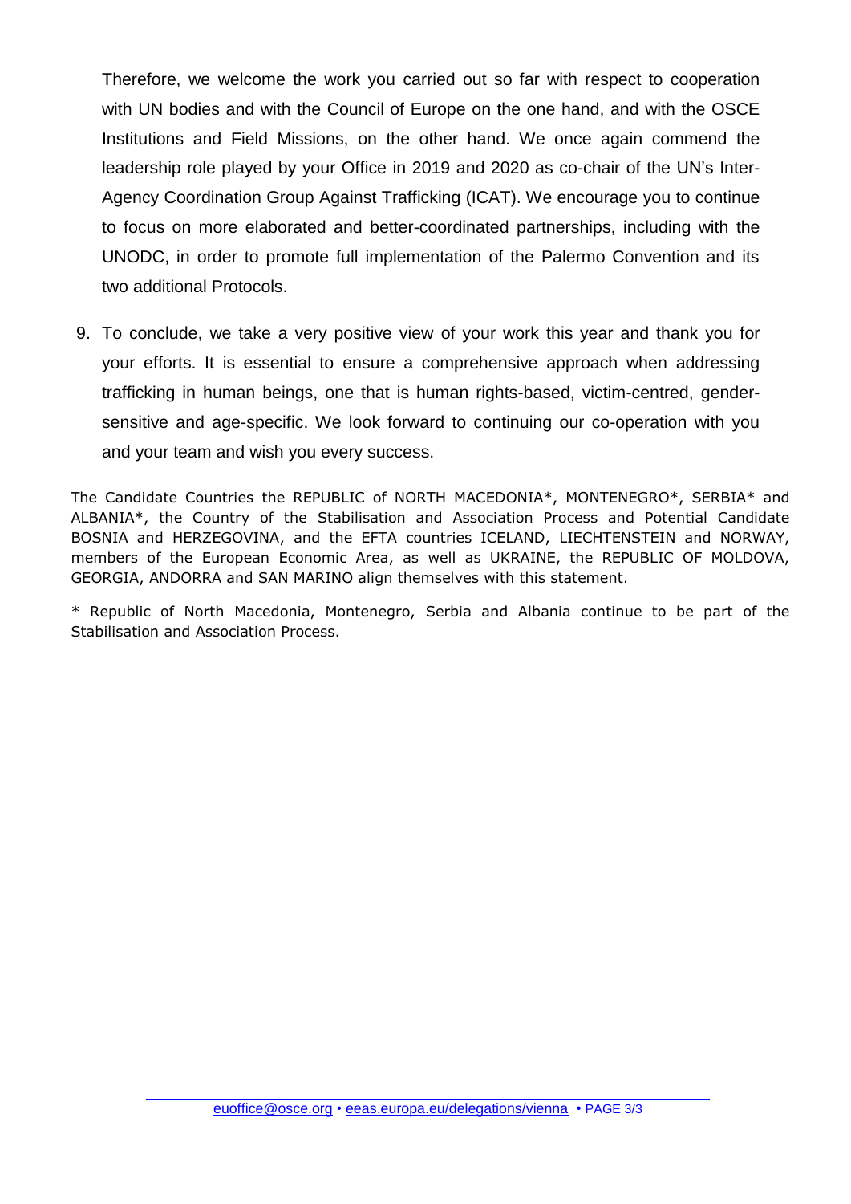Therefore, we welcome the work you carried out so far with respect to cooperation with UN bodies and with the Council of Europe on the one hand, and with the OSCE Institutions and Field Missions, on the other hand. We once again commend the leadership role played by your Office in 2019 and 2020 as co-chair of the UN's Inter-Agency Coordination Group Against Trafficking (ICAT). We encourage you to continue to focus on more elaborated and better-coordinated partnerships, including with the UNODC, in order to promote full implementation of the Palermo Convention and its two additional Protocols.

9. To conclude, we take a very positive view of your work this year and thank you for your efforts. It is essential to ensure a comprehensive approach when addressing trafficking in human beings, one that is human rights-based, victim-centred, gender-sensitive and age-specific. We look forward to continuing our co-operation with you and your team and wish you every success.

The Candidate Countries the REPUBLIC of NORTH MACEDONIA*, MONTENEGRO*, SERBIA* and ALBANIA*, the Country of the Stabilisation and Association Process and Potential Candidate BOSNIA and HERZEGOVINA, and the EFTA countries ICELAND, LIECHTENSTEIN and NORWAY, members of the European Economic Area, as well as UKRAINE, the REPUBLIC OF MOLDOVA, GEORGIA, ANDORRA and SAN MARINO align themselves with this statement.

* Republic of North Macedonia, Montenegro, Serbia and Albania continue to be part of the Stabilisation and Association Process.